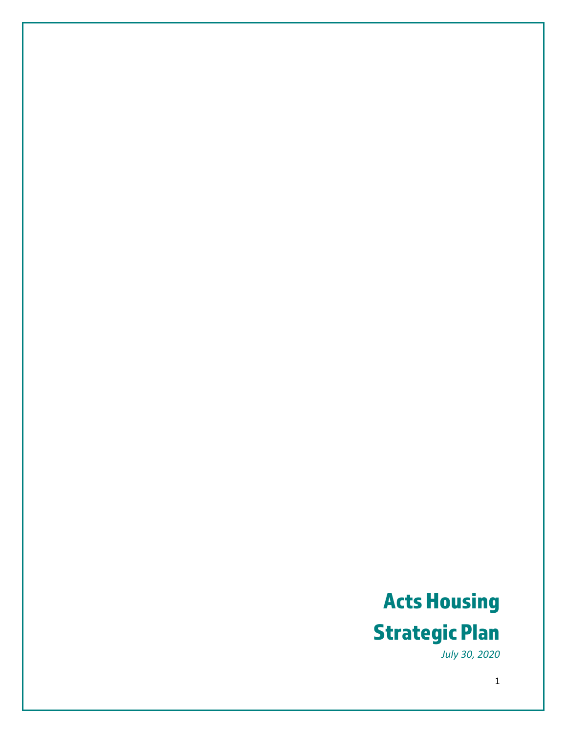# Acts Housing

# Strategic Plan

*July 30, 2020*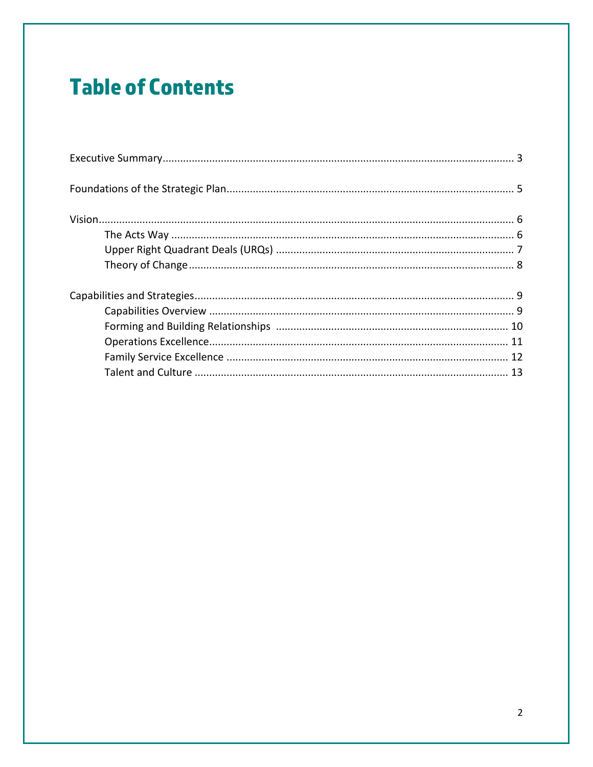# Table of Contents

Executive Summary ........ 3

Foundations of the Strategic Plan ........ 5

Vision ........ 6
- The Acts Way ........ 6
- Upper Right Quadrant Deals (URQs) ........ 7
- Theory of Change ........ 8

Capabilities and Strategies ........ 9
- Capabilities Overview ........ 9
- Forming and Building Relationships ........ 10
- Operations Excellence ........ 11
- Family Service Excellence ........ 12
- Talent and Culture ........ 13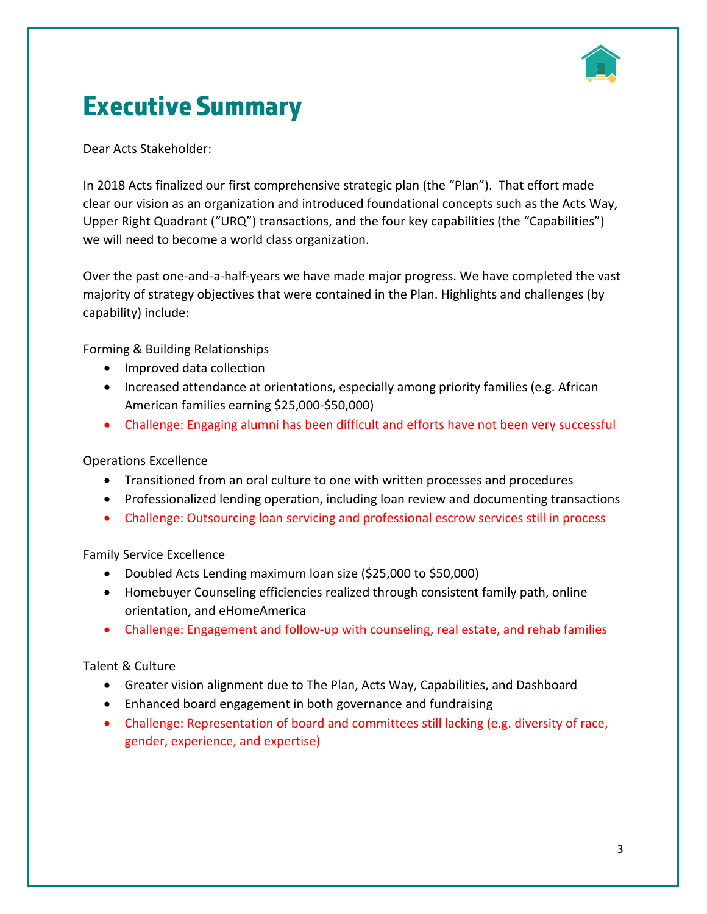# Executive Summary

Dear Acts Stakeholder:

In 2018 Acts finalized our first comprehensive strategic plan (the "Plan"). That effort made clear our vision as an organization and introduced foundational concepts such as the Acts Way, Upper Right Quadrant ("URQ") transactions, and the four key capabilities (the "Capabilities") we will need to become a world class organization.

Over the past one-and-a-half-years we have made major progress. We have completed the vast majority of strategy objectives that were contained in the Plan. Highlights and challenges (by capability) include:

Forming & Building Relationships

- Improved data collection
- Increased attendance at orientations, especially among priority families (e.g. African American families earning $25,000-$50,000)
- Challenge: Engaging alumni has been difficult and efforts have not been very successful

Operations Excellence

- Transitioned from an oral culture to one with written processes and procedures
- Professionalized lending operation, including loan review and documenting transactions
- Challenge: Outsourcing loan servicing and professional escrow services still in process

Family Service Excellence

- Doubled Acts Lending maximum loan size ($25,000 to $50,000)
- Homebuyer Counseling efficiencies realized through consistent family path, online orientation, and eHomeAmerica
- Challenge: Engagement and follow-up with counseling, real estate, and rehab families

Talent & Culture

- Greater vision alignment due to The Plan, Acts Way, Capabilities, and Dashboard
- Enhanced board engagement in both governance and fundraising
- Challenge: Representation of board and committees still lacking (e.g. diversity of race, gender, experience, and expertise)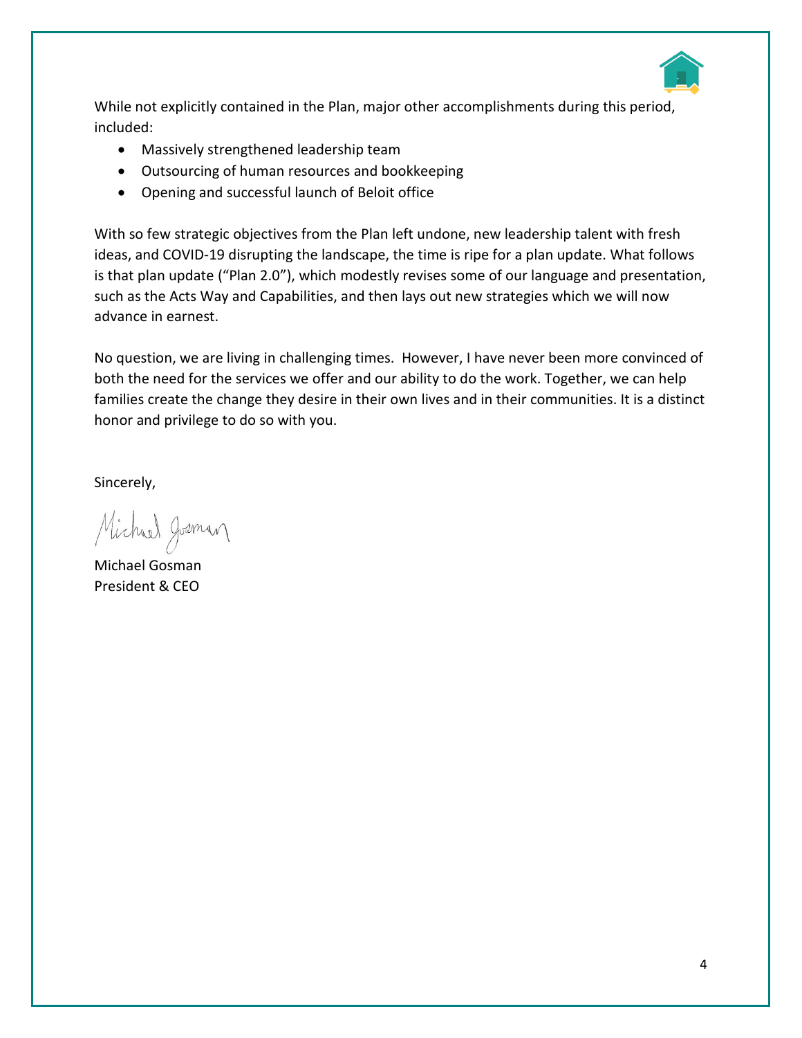While not explicitly contained in the Plan, major other accomplishments during this period, included:

- Massively strengthened leadership team
- Outsourcing of human resources and bookkeeping
- Opening and successful launch of Beloit office

With so few strategic objectives from the Plan left undone, new leadership talent with fresh ideas, and COVID-19 disrupting the landscape, the time is ripe for a plan update. What follows is that plan update ("Plan 2.0"), which modestly revises some of our language and presentation, such as the Acts Way and Capabilities, and then lays out new strategies which we will now advance in earnest.

No question, we are living in challenging times. However, I have never been more convinced of both the need for the services we offer and our ability to do the work. Together, we can help families create the change they desire in their own lives and in their communities. It is a distinct honor and privilege to do so with you.

Sincerely,

Michael Gosman

Michael Gosman
President & CEO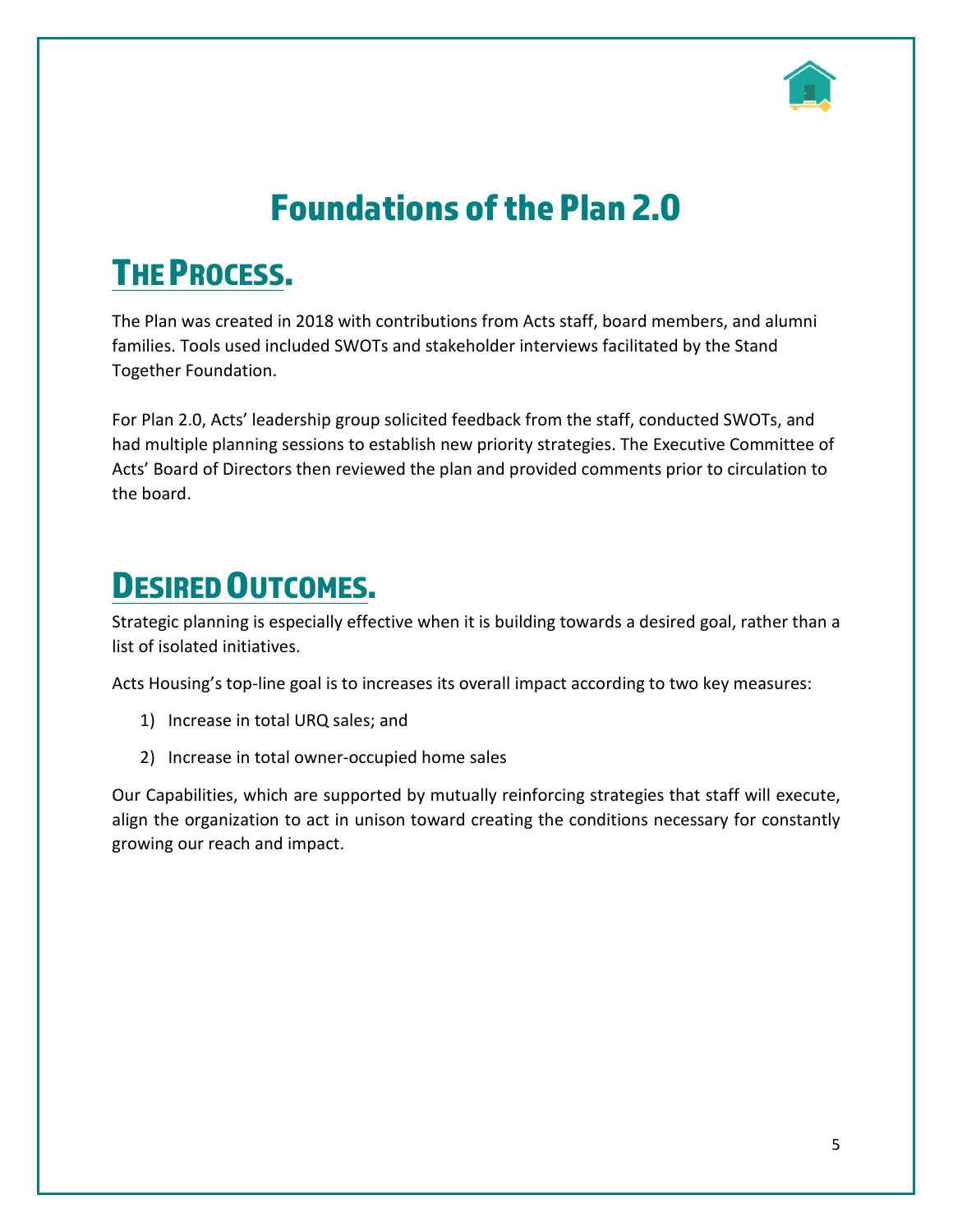# Foundations of the Plan 2.0

## The Process.

The Plan was created in 2018 with contributions from Acts staff, board members, and alumni families. Tools used included SWOTs and stakeholder interviews facilitated by the Stand Together Foundation.

For Plan 2.0, Acts' leadership group solicited feedback from the staff, conducted SWOTs, and had multiple planning sessions to establish new priority strategies. The Executive Committee of Acts' Board of Directors then reviewed the plan and provided comments prior to circulation to the board.

## Desired Outcomes.

Strategic planning is especially effective when it is building towards a desired goal, rather than a list of isolated initiatives.

Acts Housing's top-line goal is to increases its overall impact according to two key measures:

1) Increase in total URQ sales; and
2) Increase in total owner-occupied home sales

Our Capabilities, which are supported by mutually reinforcing strategies that staff will execute, align the organization to act in unison toward creating the conditions necessary for constantly growing our reach and impact.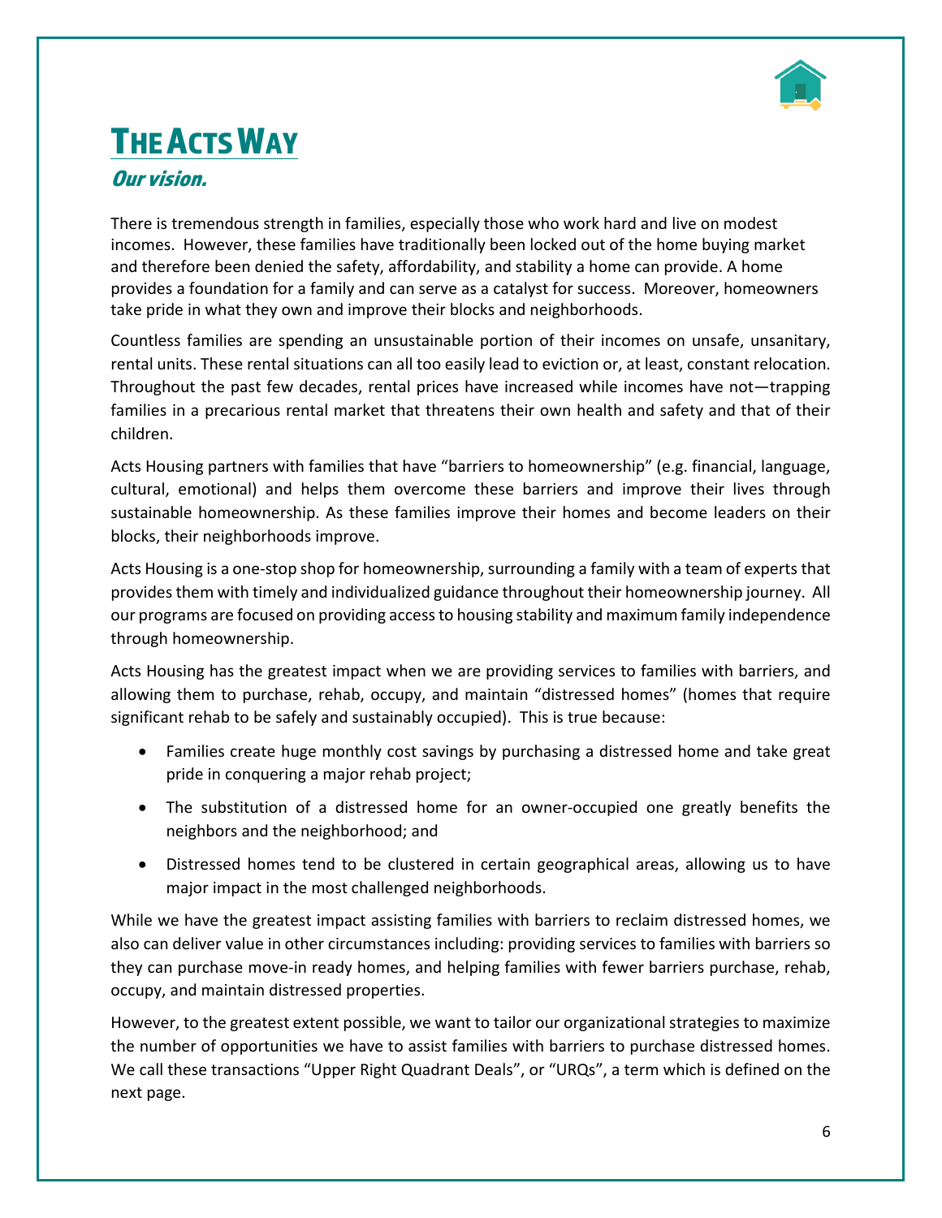# The Acts Way

### *Our vision.*

There is tremendous strength in families, especially those who work hard and live on modest incomes. However, these families have traditionally been locked out of the home buying market and therefore been denied the safety, affordability, and stability a home can provide. A home provides a foundation for a family and can serve as a catalyst for success. Moreover, homeowners take pride in what they own and improve their blocks and neighborhoods.

Countless families are spending an unsustainable portion of their incomes on unsafe, unsanitary, rental units. These rental situations can all too easily lead to eviction or, at least, constant relocation. Throughout the past few decades, rental prices have increased while incomes have not—trapping families in a precarious rental market that threatens their own health and safety and that of their children.

Acts Housing partners with families that have "barriers to homeownership" (e.g. financial, language, cultural, emotional) and helps them overcome these barriers and improve their lives through sustainable homeownership. As these families improve their homes and become leaders on their blocks, their neighborhoods improve.

Acts Housing is a one-stop shop for homeownership, surrounding a family with a team of experts that provides them with timely and individualized guidance throughout their homeownership journey. All our programs are focused on providing access to housing stability and maximum family independence through homeownership.

Acts Housing has the greatest impact when we are providing services to families with barriers, and allowing them to purchase, rehab, occupy, and maintain "distressed homes" (homes that require significant rehab to be safely and sustainably occupied). This is true because:

- Families create huge monthly cost savings by purchasing a distressed home and take great pride in conquering a major rehab project;
- The substitution of a distressed home for an owner-occupied one greatly benefits the neighbors and the neighborhood; and
- Distressed homes tend to be clustered in certain geographical areas, allowing us to have major impact in the most challenged neighborhoods.

While we have the greatest impact assisting families with barriers to reclaim distressed homes, we also can deliver value in other circumstances including: providing services to families with barriers so they can purchase move-in ready homes, and helping families with fewer barriers purchase, rehab, occupy, and maintain distressed properties.

However, to the greatest extent possible, we want to tailor our organizational strategies to maximize the number of opportunities we have to assist families with barriers to purchase distressed homes. We call these transactions "Upper Right Quadrant Deals", or "URQs", a term which is defined on the next page.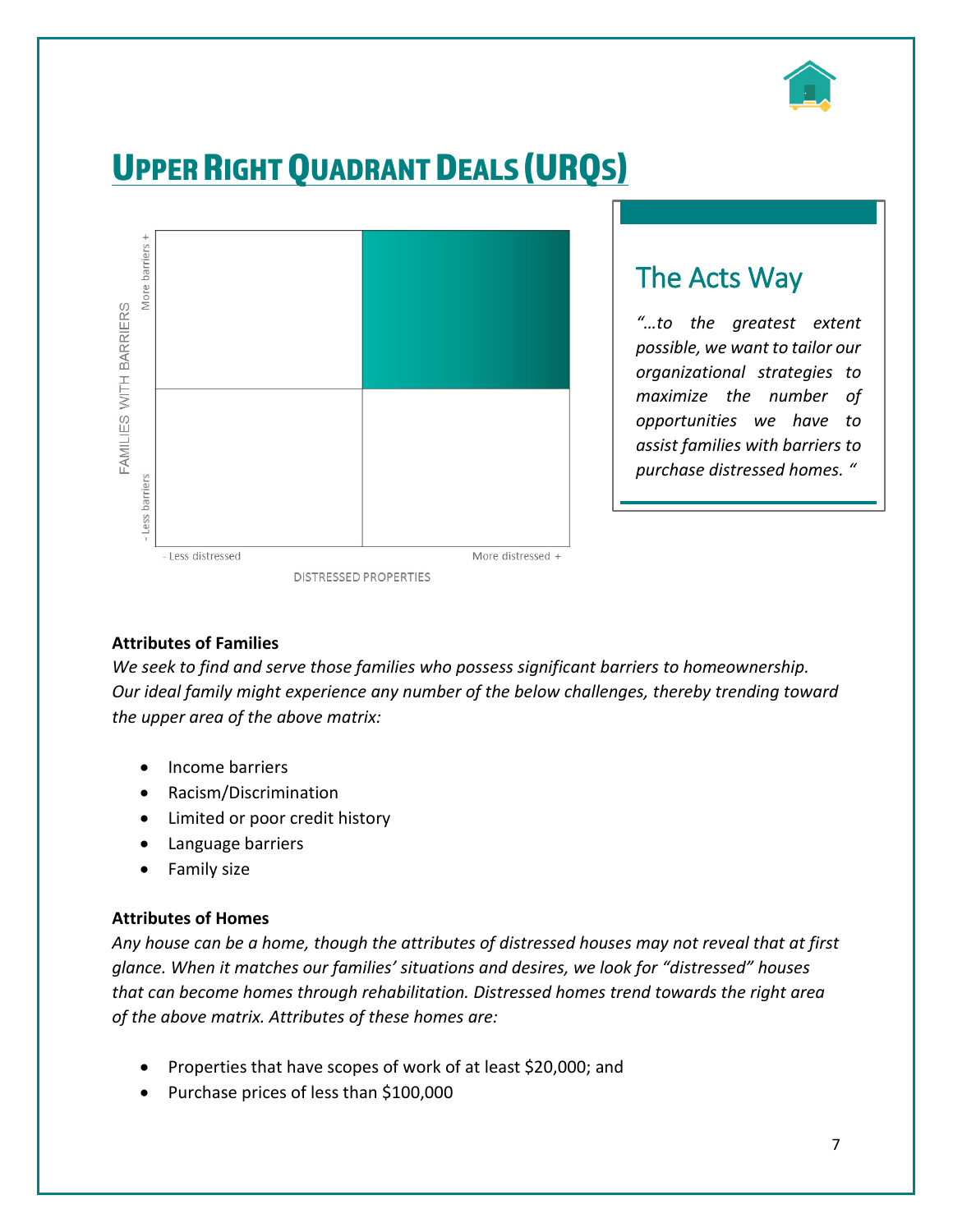# Upper Right Quadrant Deals (URQs)

FAMILIES WITH BARRIERS

More barriers +

- Less barriers

- Less distressed

More distressed +

DISTRESSED PROPERTIES

## The Acts Way

*"…to the greatest extent possible, we want to tailor our organizational strategies to maximize the number of opportunities we have to assist families with barriers to purchase distressed homes. "*

**Attributes of Families**

*We seek to find and serve those families who possess significant barriers to homeownership. Our ideal family might experience any number of the below challenges, thereby trending toward the upper area of the above matrix:*

- Income barriers
- Racism/Discrimination
- Limited or poor credit history
- Language barriers
- Family size

**Attributes of Homes**

*Any house can be a home, though the attributes of distressed houses may not reveal that at first glance. When it matches our families' situations and desires, we look for "distressed" houses that can become homes through rehabilitation. Distressed homes trend towards the right area of the above matrix. Attributes of these homes are:*

- Properties that have scopes of work of at least $20,000; and
- Purchase prices of less than $100,000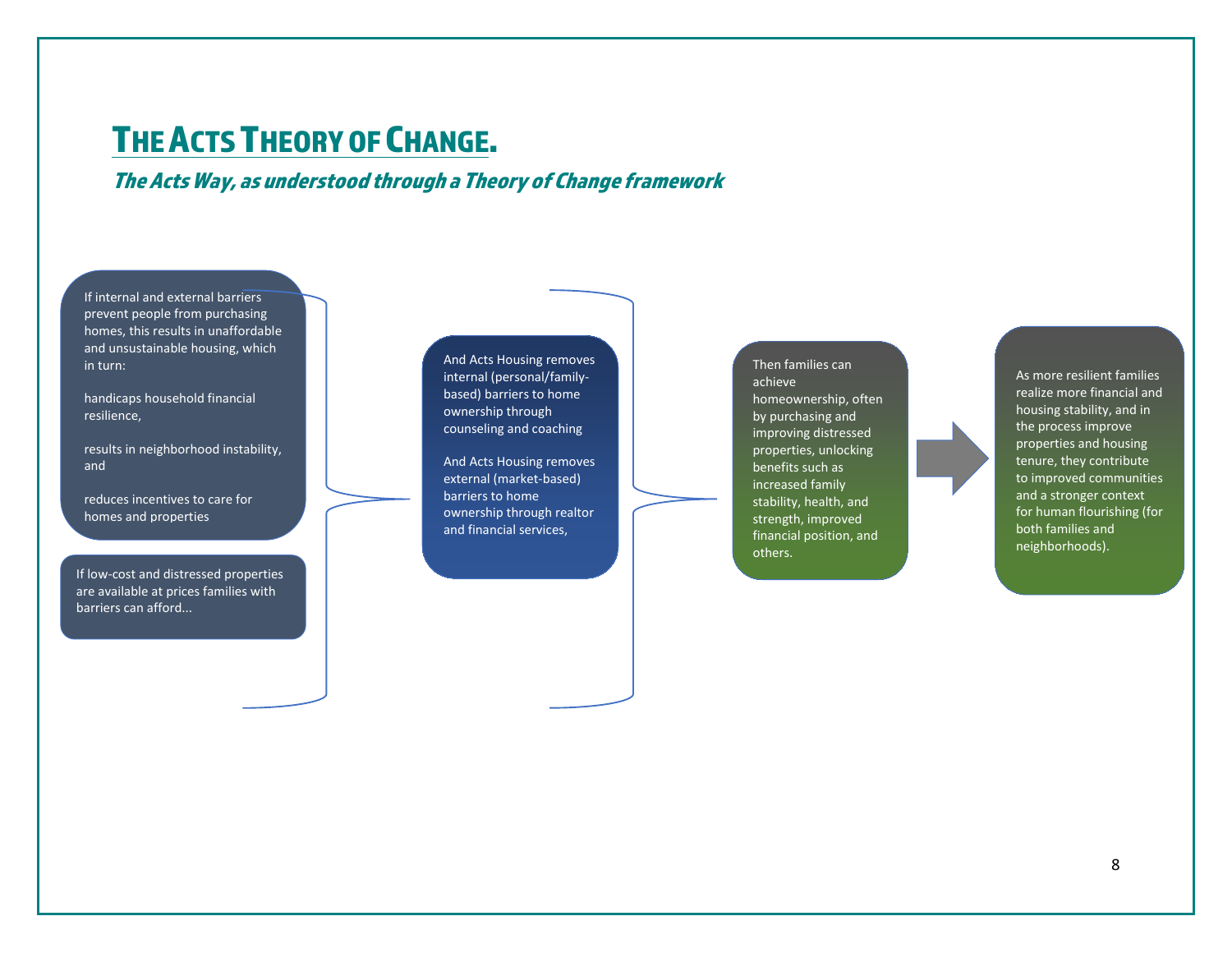# The Acts Theory of Change.

***The Acts Way, as understood through a Theory of Change framework***

If internal and external barriers prevent people from purchasing homes, this results in unaffordable and unsustainable housing, which in turn:

handicaps household financial resilience,

results in neighborhood instability, and

reduces incentives to care for homes and properties

If low-cost and distressed properties are available at prices families with barriers can afford...

And Acts Housing removes internal (personal/family-based) barriers to home ownership through counseling and coaching

And Acts Housing removes external (market-based) barriers to home ownership through realtor and financial services,

Then families can achieve homeownership, often by purchasing and improving distressed properties, unlocking benefits such as increased family stability, health, and strength, improved financial position, and others.

As more resilient families realize more financial and housing stability, and in the process improve properties and housing tenure, they contribute to improved communities and a stronger context for human flourishing (for both families and neighborhoods).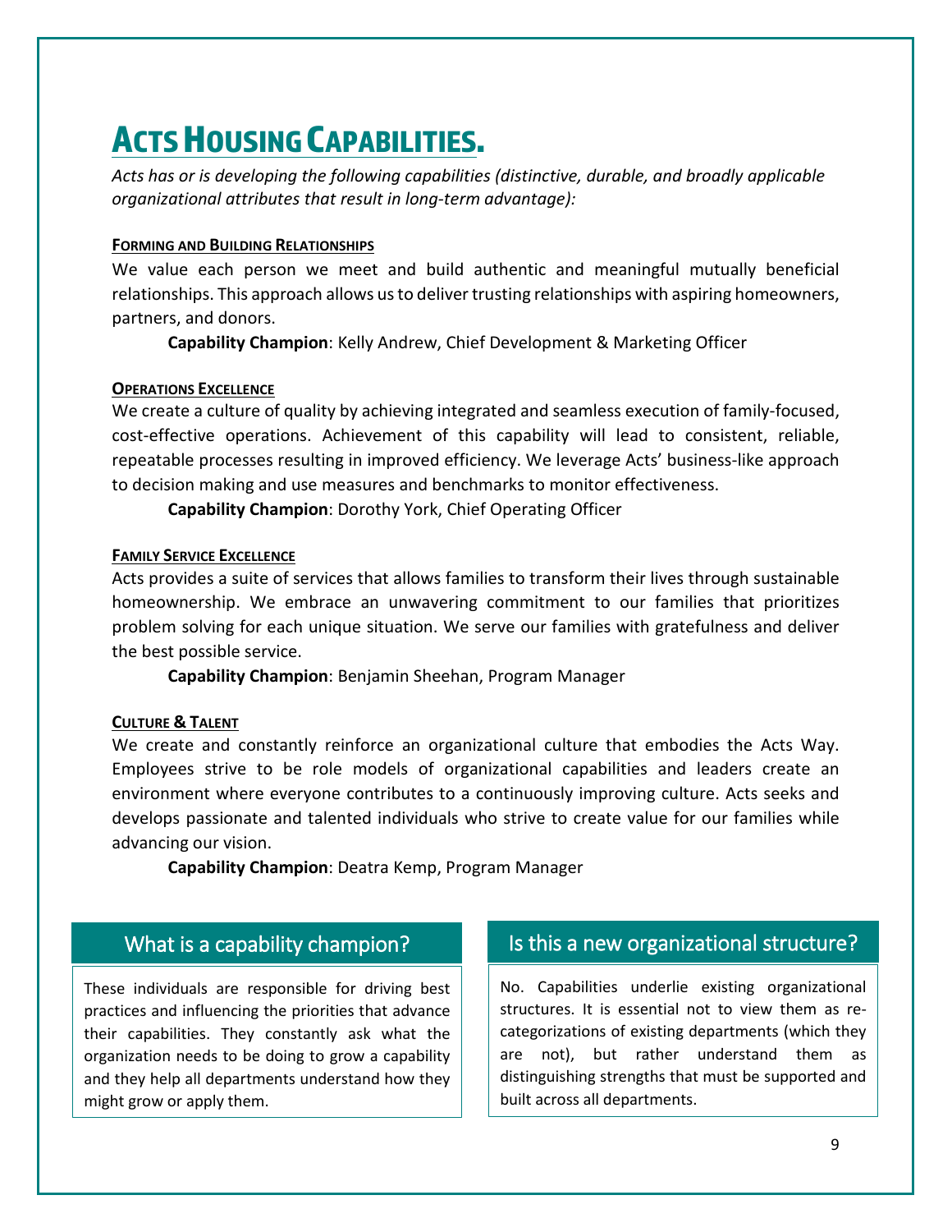# Acts Housing Capabilities.

*Acts has or is developing the following capabilities (distinctive, durable, and broadly applicable organizational attributes that result in long-term advantage):*

### Forming and Building Relationships

We value each person we meet and build authentic and meaningful mutually beneficial relationships. This approach allows us to deliver trusting relationships with aspiring homeowners, partners, and donors.

**Capability Champion**: Kelly Andrew, Chief Development & Marketing Officer

### Operations Excellence

We create a culture of quality by achieving integrated and seamless execution of family-focused, cost-effective operations. Achievement of this capability will lead to consistent, reliable, repeatable processes resulting in improved efficiency. We leverage Acts' business-like approach to decision making and use measures and benchmarks to monitor effectiveness.

**Capability Champion**: Dorothy York, Chief Operating Officer

### Family Service Excellence

Acts provides a suite of services that allows families to transform their lives through sustainable homeownership. We embrace an unwavering commitment to our families that prioritizes problem solving for each unique situation. We serve our families with gratefulness and deliver the best possible service.

**Capability Champion**: Benjamin Sheehan, Program Manager

### Culture & Talent

We create and constantly reinforce an organizational culture that embodies the Acts Way. Employees strive to be role models of organizational capabilities and leaders create an environment where everyone contributes to a continuously improving culture. Acts seeks and develops passionate and talented individuals who strive to create value for our families while advancing our vision.

**Capability Champion**: Deatra Kemp, Program Manager

## What is a capability champion?

These individuals are responsible for driving best practices and influencing the priorities that advance their capabilities. They constantly ask what the organization needs to be doing to grow a capability and they help all departments understand how they might grow or apply them.

## Is this a new organizational structure?

No. Capabilities underlie existing organizational structures. It is essential not to view them as re-categorizations of existing departments (which they are not), but rather understand them as distinguishing strengths that must be supported and built across all departments.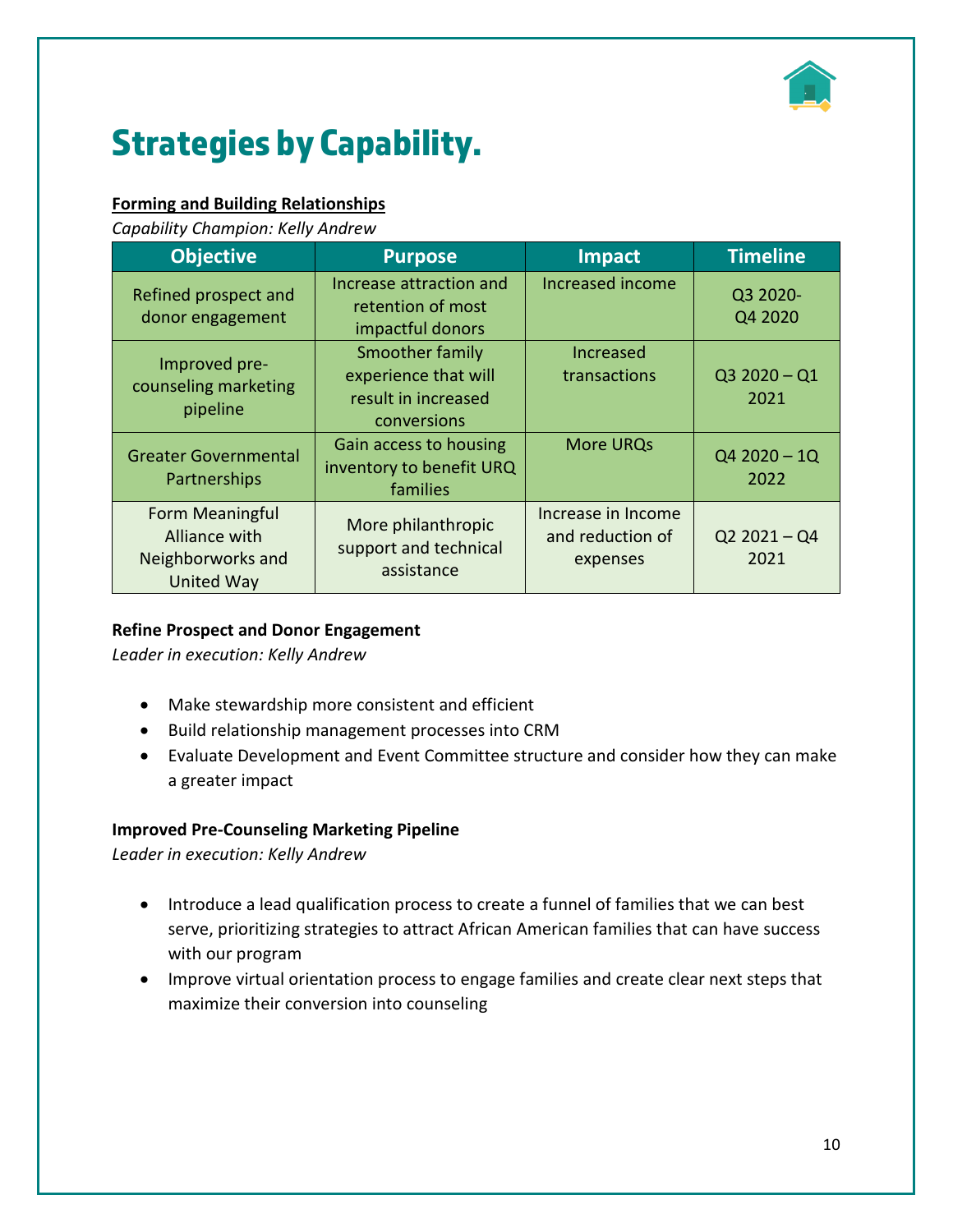# Strategies by Capability.

**Forming and Building Relationships**

*Capability Champion: Kelly Andrew*

| Objective | Purpose | Impact | Timeline |
|---|---|---|---|
| Refined prospect and donor engagement | Increase attraction and retention of most impactful donors | Increased income | Q3 2020- Q4 2020 |
| Improved pre-counseling marketing pipeline | Smoother family experience that will result in increased conversions | Increased transactions | Q3 2020 – Q1 2021 |
| Greater Governmental Partnerships | Gain access to housing inventory to benefit URQ families | More URQs | Q4 2020 – 1Q 2022 |
| Form Meaningful Alliance with Neighborworks and United Way | More philanthropic support and technical assistance | Increase in Income and reduction of expenses | Q2 2021 – Q4 2021 |

**Refine Prospect and Donor Engagement**

*Leader in execution: Kelly Andrew*

- Make stewardship more consistent and efficient
- Build relationship management processes into CRM
- Evaluate Development and Event Committee structure and consider how they can make a greater impact

**Improved Pre-Counseling Marketing Pipeline**

*Leader in execution: Kelly Andrew*

- Introduce a lead qualification process to create a funnel of families that we can best serve, prioritizing strategies to attract African American families that can have success with our program
- Improve virtual orientation process to engage families and create clear next steps that maximize their conversion into counseling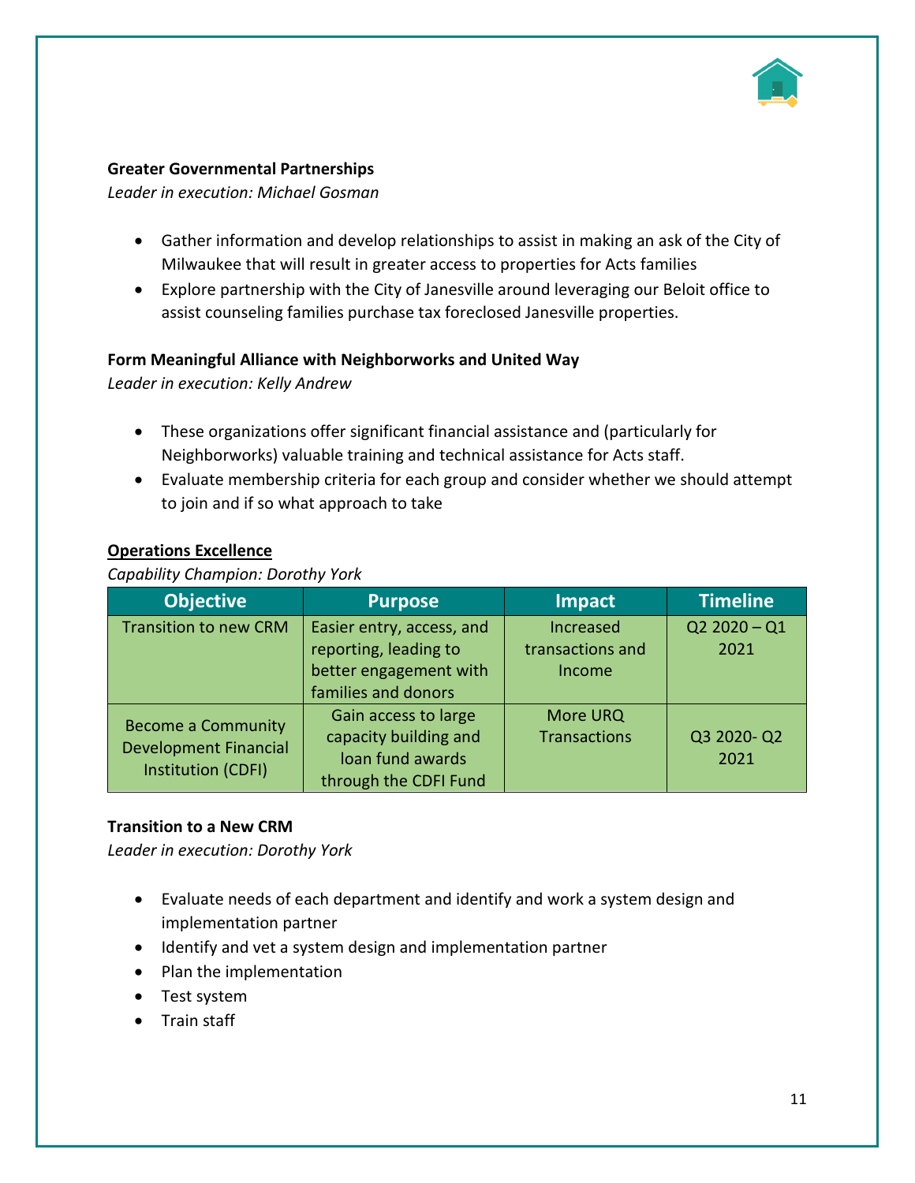**Greater Governmental Partnerships**

*Leader in execution: Michael Gosman*

- Gather information and develop relationships to assist in making an ask of the City of Milwaukee that will result in greater access to properties for Acts families
- Explore partnership with the City of Janesville around leveraging our Beloit office to assist counseling families purchase tax foreclosed Janesville properties.

**Form Meaningful Alliance with Neighborworks and United Way**

*Leader in execution: Kelly Andrew*

- These organizations offer significant financial assistance and (particularly for Neighborworks) valuable training and technical assistance for Acts staff.
- Evaluate membership criteria for each group and consider whether we should attempt to join and if so what approach to take

**Operations Excellence**

*Capability Champion: Dorothy York*

| Objective | Purpose | Impact | Timeline |
|---|---|---|---|
| Transition to new CRM | Easier entry, access, and reporting, leading to better engagement with families and donors | Increased transactions and Income | Q2 2020 – Q1 2021 |
| Become a Community Development Financial Institution (CDFI) | Gain access to large capacity building and loan fund awards through the CDFI Fund | More URQ Transactions | Q3 2020- Q2 2021 |

**Transition to a New CRM**

*Leader in execution: Dorothy York*

- Evaluate needs of each department and identify and work a system design and implementation partner
- Identify and vet a system design and implementation partner
- Plan the implementation
- Test system
- Train staff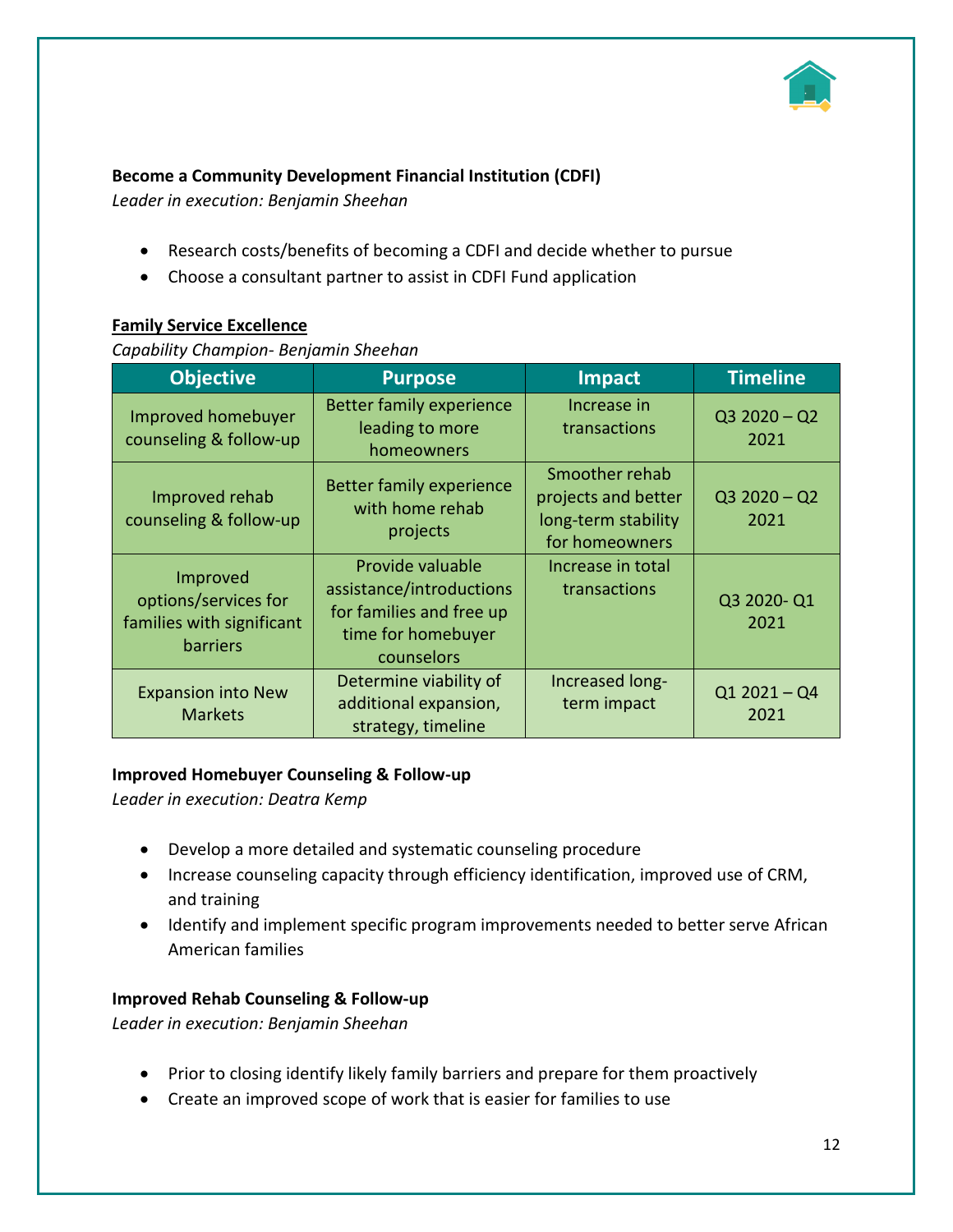**Become a Community Development Financial Institution (CDFI)**

*Leader in execution: Benjamin Sheehan*

- Research costs/benefits of becoming a CDFI and decide whether to pursue
- Choose a consultant partner to assist in CDFI Fund application

**Family Service Excellence**

*Capability Champion- Benjamin Sheehan*

| Objective | Purpose | Impact | Timeline |
|---|---|---|---|
| Improved homebuyer counseling & follow-up | Better family experience leading to more homeowners | Increase in transactions | Q3 2020 – Q2 2021 |
| Improved rehab counseling & follow-up | Better family experience with home rehab projects | Smoother rehab projects and better long-term stability for homeowners | Q3 2020 – Q2 2021 |
| Improved options/services for families with significant barriers | Provide valuable assistance/introductions for families and free up time for homebuyer counselors | Increase in total transactions | Q3 2020- Q1 2021 |
| Expansion into New Markets | Determine viability of additional expansion, strategy, timeline | Increased long-term impact | Q1 2021 – Q4 2021 |

**Improved Homebuyer Counseling & Follow-up**

*Leader in execution: Deatra Kemp*

- Develop a more detailed and systematic counseling procedure
- Increase counseling capacity through efficiency identification, improved use of CRM, and training
- Identify and implement specific program improvements needed to better serve African American families

**Improved Rehab Counseling & Follow-up**

*Leader in execution: Benjamin Sheehan*

- Prior to closing identify likely family barriers and prepare for them proactively
- Create an improved scope of work that is easier for families to use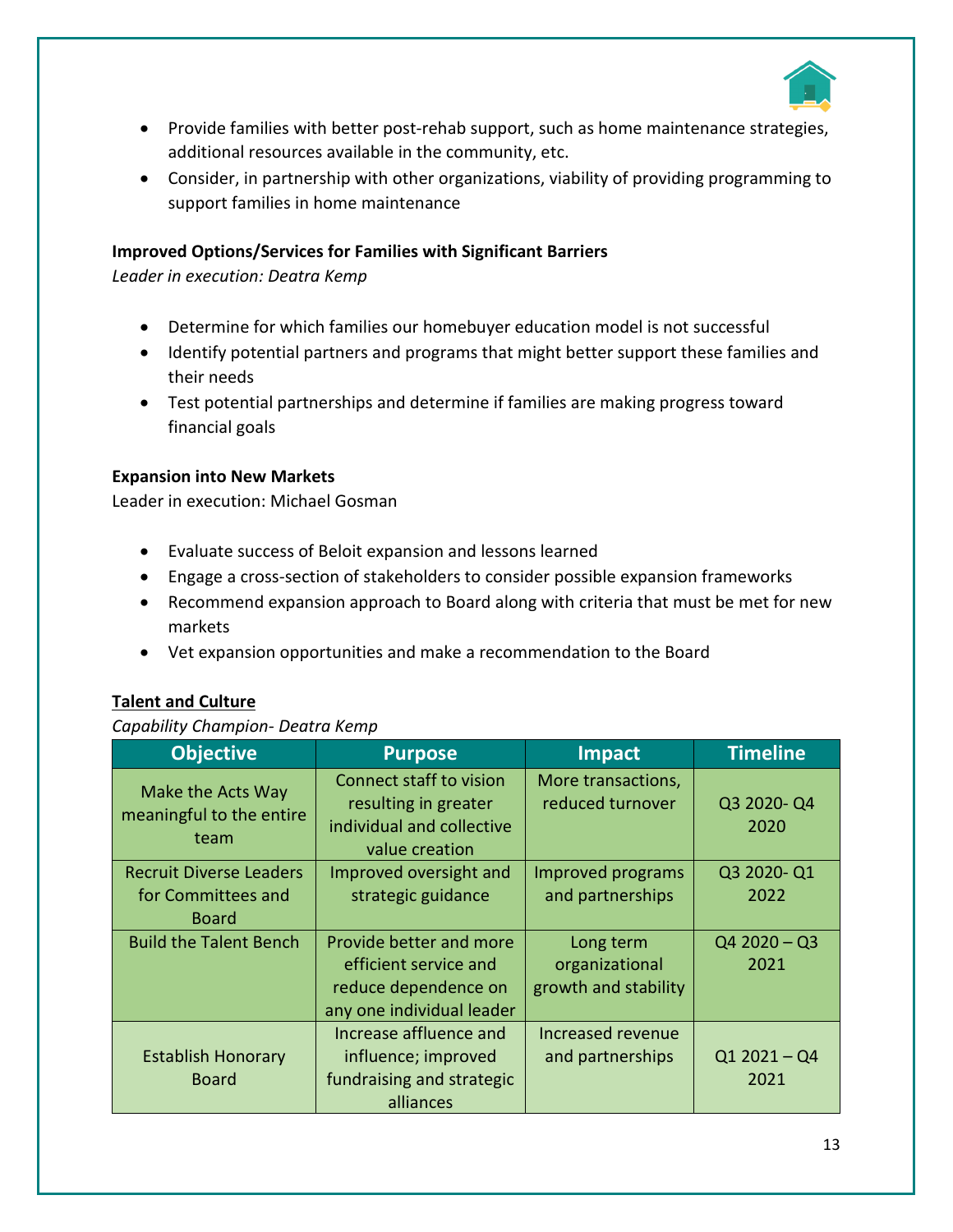- Provide families with better post-rehab support, such as home maintenance strategies, additional resources available in the community, etc.
- Consider, in partnership with other organizations, viability of providing programming to support families in home maintenance

**Improved Options/Services for Families with Significant Barriers**

*Leader in execution: Deatra Kemp*

- Determine for which families our homebuyer education model is not successful
- Identify potential partners and programs that might better support these families and their needs
- Test potential partnerships and determine if families are making progress toward financial goals

**Expansion into New Markets**

Leader in execution: Michael Gosman

- Evaluate success of Beloit expansion and lessons learned
- Engage a cross-section of stakeholders to consider possible expansion frameworks
- Recommend expansion approach to Board along with criteria that must be met for new markets
- Vet expansion opportunities and make a recommendation to the Board

**<u>Talent and Culture</u>**

*Capability Champion- Deatra Kemp*

| Objective | Purpose | Impact | Timeline |
|---|---|---|---|
| Make the Acts Way meaningful to the entire team | Connect staff to vision resulting in greater individual and collective value creation | More transactions, reduced turnover | Q3 2020- Q4 2020 |
| Recruit Diverse Leaders for Committees and Board | Improved oversight and strategic guidance | Improved programs and partnerships | Q3 2020- Q1 2022 |
| Build the Talent Bench | Provide better and more efficient service and reduce dependence on any one individual leader | Long term organizational growth and stability | Q4 2020 – Q3 2021 |
| Establish Honorary Board | Increase affluence and influence; improved fundraising and strategic alliances | Increased revenue and partnerships | Q1 2021 – Q4 2021 |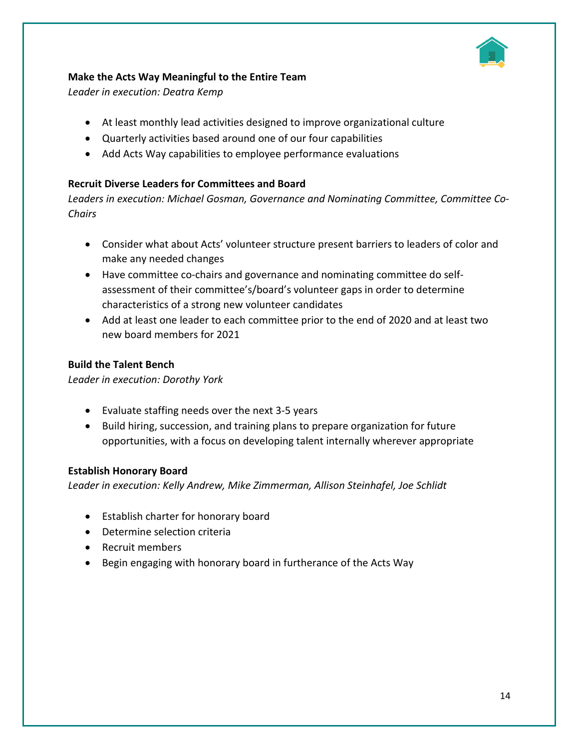**Make the Acts Way Meaningful to the Entire Team**

*Leader in execution: Deatra Kemp*

- At least monthly lead activities designed to improve organizational culture
- Quarterly activities based around one of our four capabilities
- Add Acts Way capabilities to employee performance evaluations

**Recruit Diverse Leaders for Committees and Board**

*Leaders in execution: Michael Gosman, Governance and Nominating Committee, Committee Co-Chairs*

- Consider what about Acts' volunteer structure present barriers to leaders of color and make any needed changes
- Have committee co-chairs and governance and nominating committee do self-assessment of their committee's/board's volunteer gaps in order to determine characteristics of a strong new volunteer candidates
- Add at least one leader to each committee prior to the end of 2020 and at least two new board members for 2021

**Build the Talent Bench**

*Leader in execution: Dorothy York*

- Evaluate staffing needs over the next 3-5 years
- Build hiring, succession, and training plans to prepare organization for future opportunities, with a focus on developing talent internally wherever appropriate

**Establish Honorary Board**

*Leader in execution: Kelly Andrew, Mike Zimmerman, Allison Steinhafel, Joe Schlidt*

- Establish charter for honorary board
- Determine selection criteria
- Recruit members
- Begin engaging with honorary board in furtherance of the Acts Way